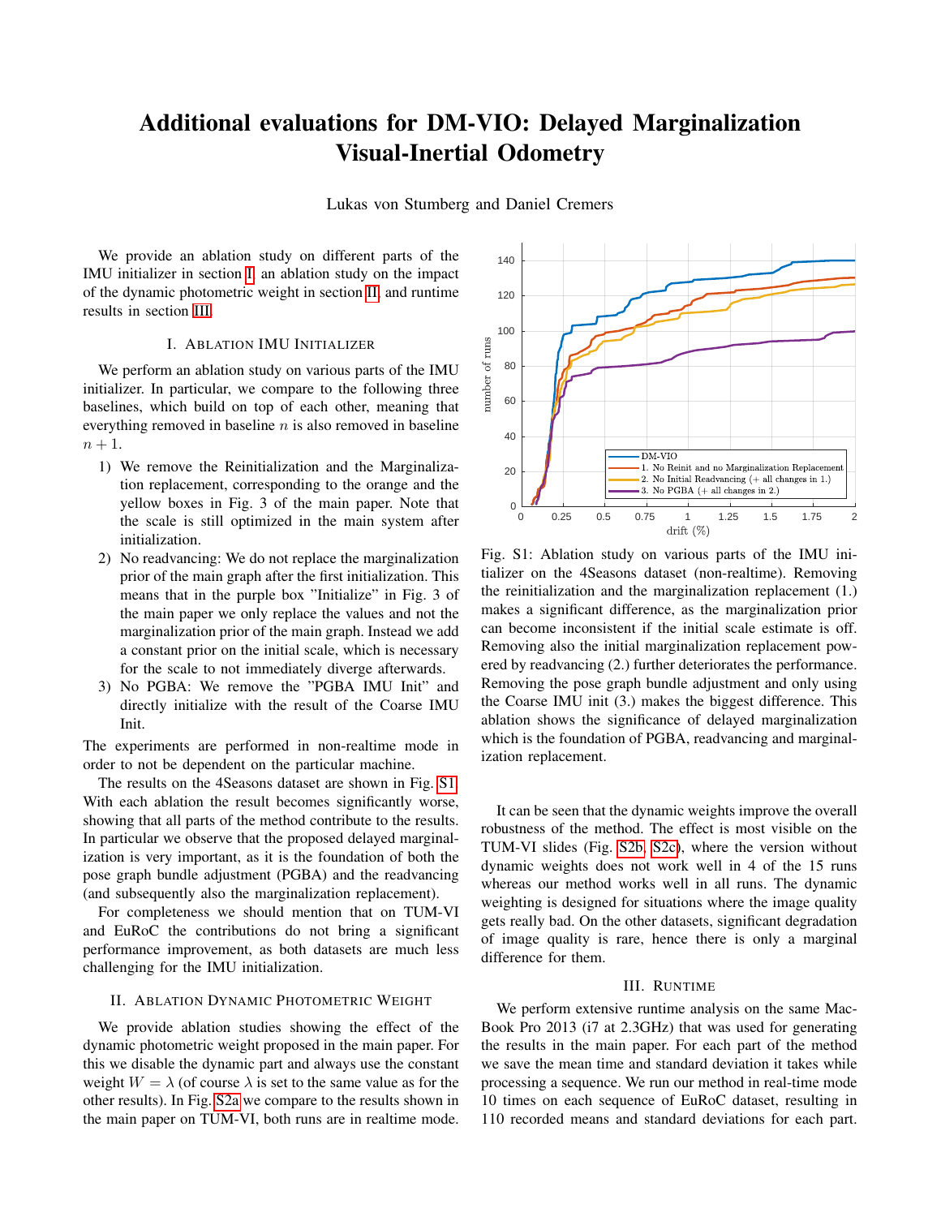# Additional evaluations for DM-VIO: Delayed Marginalization Visual-Inertial Odometry

Lukas von Stumberg and Daniel Cremers

We provide an ablation study on different parts of the IMU initializer in section I, an ablation study on the impact of the dynamic photometric weight in section II, and runtime results in section III.

## I. Ablation IMU Initializer

We perform an ablation study on various parts of the IMU initializer. In particular, we compare to the following three baselines, which build on top of each other, meaning that everything removed in baseline $n$ is also removed in baseline $n+1$.

1) We remove the Reinitialization and the Marginalization replacement, corresponding to the orange and the yellow boxes in Fig. 3 of the main paper. Note that the scale is still optimized in the main system after initialization.
2) No readvancing: We do not replace the marginalization prior of the main graph after the first initialization. This means that in the purple box "Initialize" in Fig. 3 of the main paper we only replace the values and not the marginalization prior of the main graph. Instead we add a constant prior on the initial scale, which is necessary for the scale to not immediately diverge afterwards.
3) No PGBA: We remove the "PGBA IMU Init" and directly initialize with the result of the Coarse IMU Init.

The experiments are performed in non-realtime mode in order to not be dependent on the particular machine.

The results on the 4Seasons dataset are shown in Fig. S1. With each ablation the result becomes significantly worse, showing that all parts of the method contribute to the results. In particular we observe that the proposed delayed marginalization is very important, as it is the foundation of both the pose graph bundle adjustment (PGBA) and the readvancing (and subsequently also the marginalization replacement).

For completeness we should mention that on TUM-VI and EuRoC the contributions do not bring a significant performance improvement, as both datasets are much less challenging for the IMU initialization.

Fig. S1: Ablation study on various parts of the IMU initializer on the 4Seasons dataset (non-realtime). Removing the reinitialization and the marginalization replacement (1.) makes a significant difference, as the marginalization prior can become inconsistent if the initial scale estimate is off. Removing also the initial marginalization replacement powered by readvancing (2.) further deteriorates the performance. Removing the pose graph bundle adjustment and only using the Coarse IMU init (3.) makes the biggest difference. This ablation shows the significance of delayed marginalization which is the foundation of PGBA, readvancing and marginalization replacement.

## II. Ablation Dynamic Photometric Weight

We provide ablation studies showing the effect of the dynamic photometric weight proposed in the main paper. For this we disable the dynamic part and always use the constant weight $W = \lambda$ (of course $\lambda$ is set to the same value as for the other results). In Fig. S2a we compare to the results shown in the main paper on TUM-VI, both runs are in realtime mode.

It can be seen that the dynamic weights improve the overall robustness of the method. The effect is most visible on the TUM-VI slides (Fig. S2b, S2c), where the version without dynamic weights does not work well in 4 of the 15 runs whereas our method works well in all runs. The dynamic weighting is designed for situations where the image quality gets really bad. On the other datasets, significant degradation of image quality is rare, hence there is only a marginal difference for them.

## III. Runtime

We perform extensive runtime analysis on the same MacBook Pro 2013 (i7 at 2.3GHz) that was used for generating the results in the main paper. For each part of the method we save the mean time and standard deviation it takes while processing a sequence. We run our method in real-time mode 10 times on each sequence of EuRoC dataset, resulting in 110 recorded means and standard deviations for each part.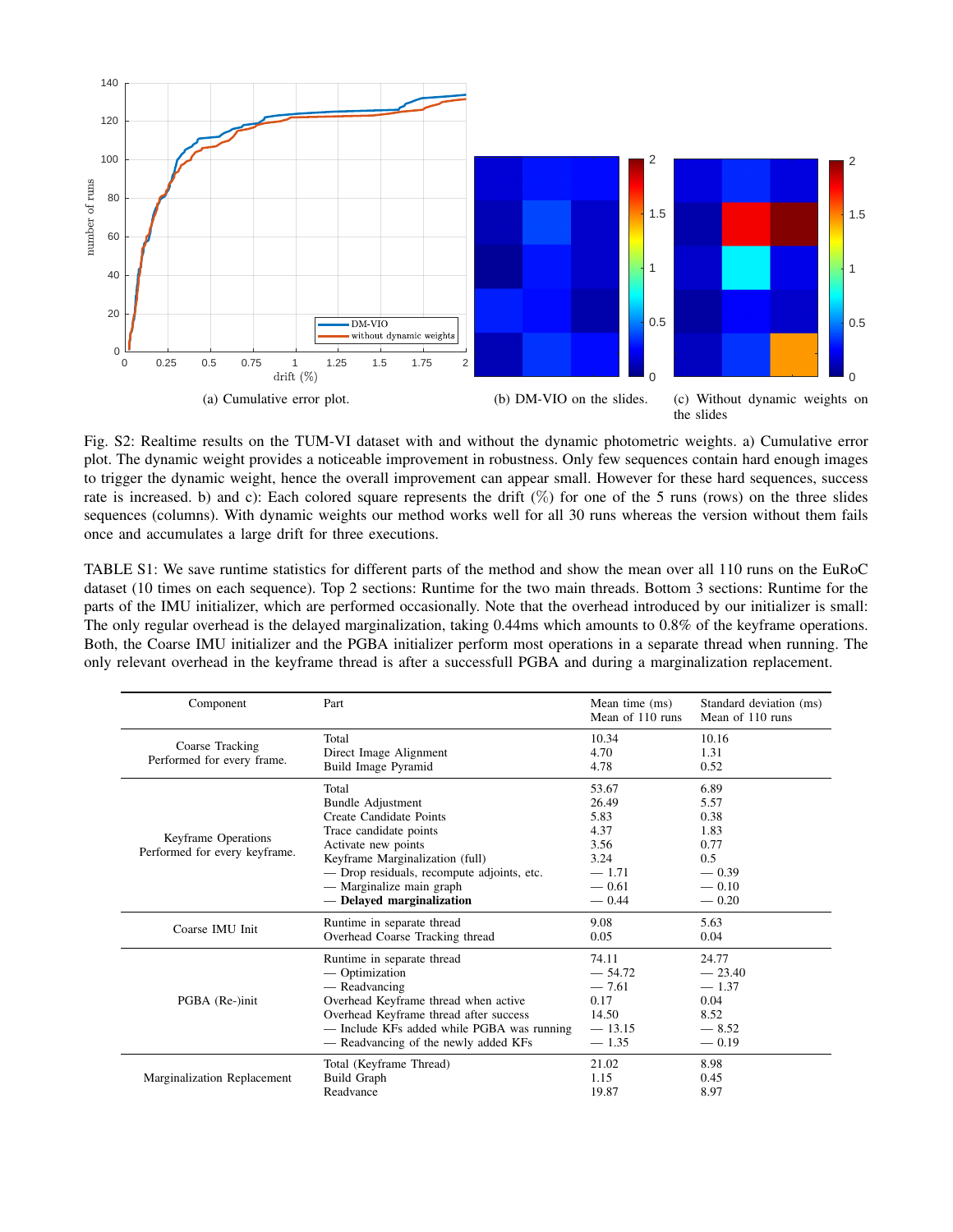(a) Cumulative error plot.

(b) DM-VIO on the slides.

(c) Without dynamic weights on the slides

Fig. S2: Realtime results on the TUM-VI dataset with and without the dynamic photometric weights. a) Cumulative error plot. The dynamic weight provides a noticeable improvement in robustness. Only few sequences contain hard enough images to trigger the dynamic weight, hence the overall improvement can appear small. However for these hard sequences, success rate is increased. b) and c): Each colored square represents the drift (%) for one of the 5 runs (rows) on the three slides sequences (columns). With dynamic weights our method works well for all 30 runs whereas the version without them fails once and accumulates a large drift for three executions.

TABLE S1: We save runtime statistics for different parts of the method and show the mean over all 110 runs on the EuRoC dataset (10 times on each sequence). Top 2 sections: Runtime for the two main threads. Bottom 3 sections: Runtime for the parts of the IMU initializer, which are performed occasionally. Note that the overhead introduced by our initializer is small: The only regular overhead is the delayed marginalization, taking 0.44ms which amounts to 0.8% of the keyframe operations. Both, the Coarse IMU initializer and the PGBA initializer perform most operations in a separate thread when running. The only relevant overhead in the keyframe thread is after a successfull PGBA and during a marginalization replacement.

| Component | Part | Mean time (ms) Mean of 110 runs | Standard deviation (ms) Mean of 110 runs |
|---|---|---|---|
| Coarse Tracking Performed for every frame. | Total | 10.34 | 10.16 |
| | Direct Image Alignment | 4.70 | 1.31 |
| | Build Image Pyramid | 4.78 | 0.52 |
| Keyframe Operations Performed for every keyframe. | Total | 53.67 | 6.89 |
| | Bundle Adjustment | 26.49 | 5.57 |
| | Create Candidate Points | 5.83 | 0.38 |
| | Trace candidate points | 4.37 | 1.83 |
| | Activate new points | 3.56 | 0.77 |
| | Keyframe Marginalization (full) | 3.24 | 0.5 |
| | — Drop residuals, recompute adjoints, etc. | — 1.71 | — 0.39 |
| | — Marginalize main graph | — 0.61 | — 0.10 |
| | — **Delayed marginalization** | — 0.44 | — 0.20 |
| Coarse IMU Init | Runtime in separate thread | 9.08 | 5.63 |
| | Overhead Coarse Tracking thread | 0.05 | 0.04 |
| PGBA (Re-)init | Runtime in separate thread | 74.11 | 24.77 |
| | — Optimization | — 54.72 | — 23.40 |
| | — Readvancing | — 7.61 | — 1.37 |
| | Overhead Keyframe thread when active | 0.17 | 0.04 |
| | Overhead Keyframe thread after success | 14.50 | 8.52 |
| | — Include KFs added while PGBA was running | — 13.15 | — 8.52 |
| | — Readvancing of the newly added KFs | — 1.35 | — 0.19 |
| Marginalization Replacement | Total (Keyframe Thread) | 21.02 | 8.98 |
| | Build Graph | 1.15 | 0.45 |
| | Readvance | 19.87 | 8.97 |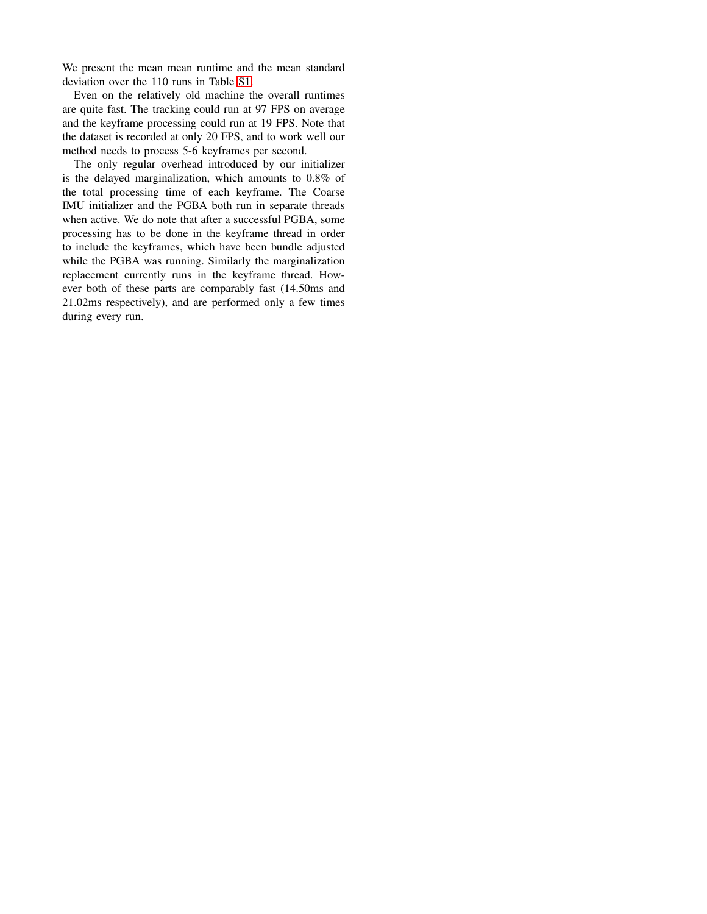We present the mean mean runtime and the mean standard deviation over the 110 runs in Table S1.

Even on the relatively old machine the overall runtimes are quite fast. The tracking could run at 97 FPS on average and the keyframe processing could run at 19 FPS. Note that the dataset is recorded at only 20 FPS, and to work well our method needs to process 5-6 keyframes per second.

The only regular overhead introduced by our initializer is the delayed marginalization, which amounts to 0.8% of the total processing time of each keyframe. The Coarse IMU initializer and the PGBA both run in separate threads when active. We do note that after a successful PGBA, some processing has to be done in the keyframe thread in order to include the keyframes, which have been bundle adjusted while the PGBA was running. Similarly the marginalization replacement currently runs in the keyframe thread. However both of these parts are comparably fast (14.50ms and 21.02ms respectively), and are performed only a few times during every run.